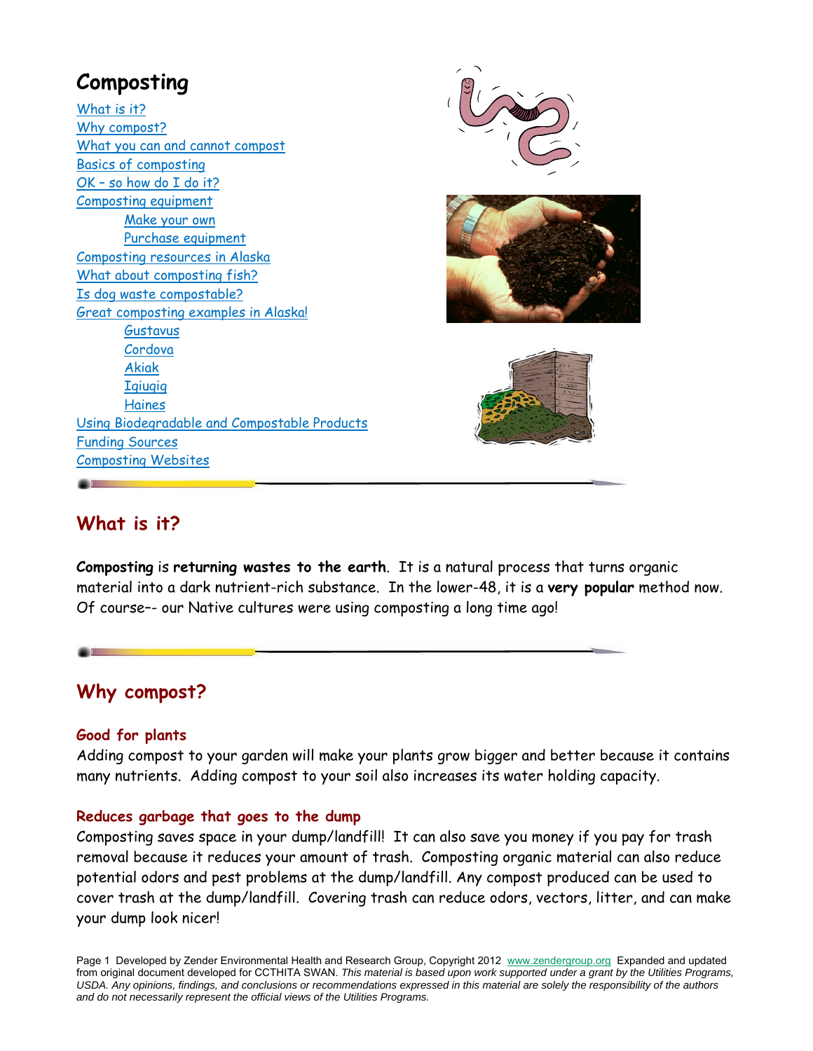# Composting

- What is it?
- Why compost?
- What you can and cannot compost
- Basics of composting
- OK – so how do I do it?
- Composting equipment
  - Make your own
  - Purchase equipment
- Composting resources in Alaska
- What about composting fish?
- Is dog waste compostable?
- Great composting examples in Alaska!
  - Gustavus
  - Cordova
  - Akiak
  - Igiugig
  - Haines
- Using Biodegradable and Compostable Products
- Funding Sources
- Composting Websites

## What is it?

**Composting** is **returning wastes to the earth**. It is a natural process that turns organic material into a dark nutrient-rich substance. In the lower-48, it is a **very popular** method now. Of course–- our Native cultures were using composting a long time ago!

## Why compost?

### Good for plants

Adding compost to your garden will make your plants grow bigger and better because it contains many nutrients. Adding compost to your soil also increases its water holding capacity.

### Reduces garbage that goes to the dump

Composting saves space in your dump/landfill! It can also save you money if you pay for trash removal because it reduces your amount of trash. Composting organic material can also reduce potential odors and pest problems at the dump/landfill. Any compost produced can be used to cover trash at the dump/landfill. Covering trash can reduce odors, vectors, litter, and can make your dump look nicer!

Developed by Zender Environmental Health and Research Group, Copyright 2012 www.zendergroup.org Expanded and updated from original document developed for CCTHITA SWAN. *This material is based upon work supported under a grant by the Utilities Programs, USDA. Any opinions, findings, and conclusions or recommendations expressed in this material are solely the responsibility of the authors and do not necessarily represent the official views of the Utilities Programs.*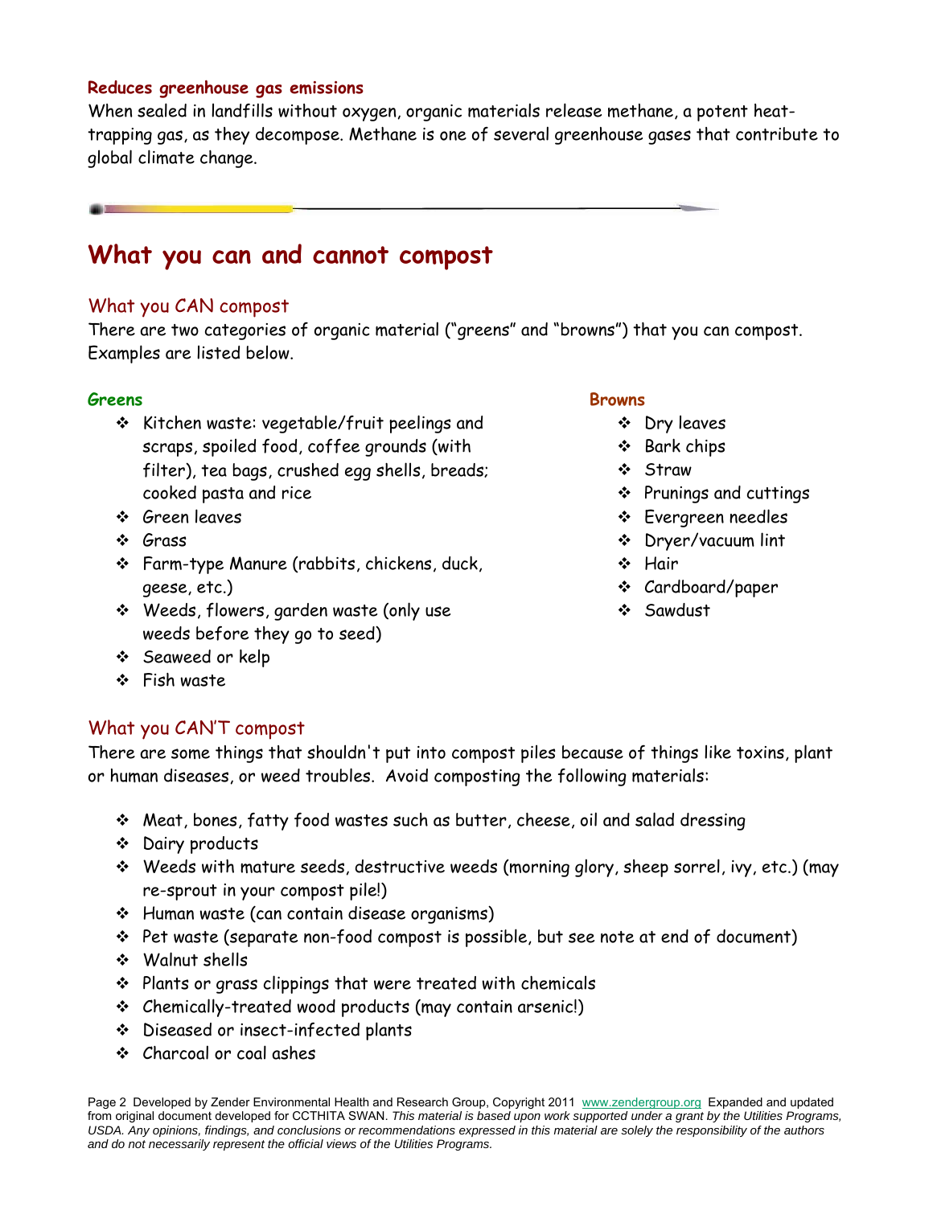### Reduces greenhouse gas emissions

When sealed in landfills without oxygen, organic materials release methane, a potent heat-trapping gas, as they decompose. Methane is one of several greenhouse gases that contribute to global climate change.

## What you can and cannot compost

### What you CAN compost

There are two categories of organic material ("greens" and "browns") that you can compost. Examples are listed below.

**Greens**

- Kitchen waste: vegetable/fruit peelings and scraps, spoiled food, coffee grounds (with filter), tea bags, crushed egg shells, breads; cooked pasta and rice
- Green leaves
- Grass
- Farm-type Manure (rabbits, chickens, duck, geese, etc.)
- Weeds, flowers, garden waste (only use weeds before they go to seed)
- Seaweed or kelp
- Fish waste

**Browns**

- Dry leaves
- Bark chips
- Straw
- Prunings and cuttings
- Evergreen needles
- Dryer/vacuum lint
- Hair
- Cardboard/paper
- Sawdust

### What you CAN'T compost

There are some things that shouldn't put into compost piles because of things like toxins, plant or human diseases, or weed troubles. Avoid composting the following materials:

- Meat, bones, fatty food wastes such as butter, cheese, oil and salad dressing
- Dairy products
- Weeds with mature seeds, destructive weeds (morning glory, sheep sorrel, ivy, etc.) (may re-sprout in your compost pile!)
- Human waste (can contain disease organisms)
- Pet waste (separate non-food compost is possible, but see note at end of document)
- Walnut shells
- Plants or grass clippings that were treated with chemicals
- Chemically-treated wood products (may contain arsenic!)
- Diseased or insect-infected plants
- Charcoal or coal ashes

Developed by Zender Environmental Health and Research Group, Copyright 2011 www.zendergroup.org Expanded and updated from original document developed for CCTHITA SWAN. *This material is based upon work supported under a grant by the Utilities Programs, USDA. Any opinions, findings, and conclusions or recommendations expressed in this material are solely the responsibility of the authors and do not necessarily represent the official views of the Utilities Programs.*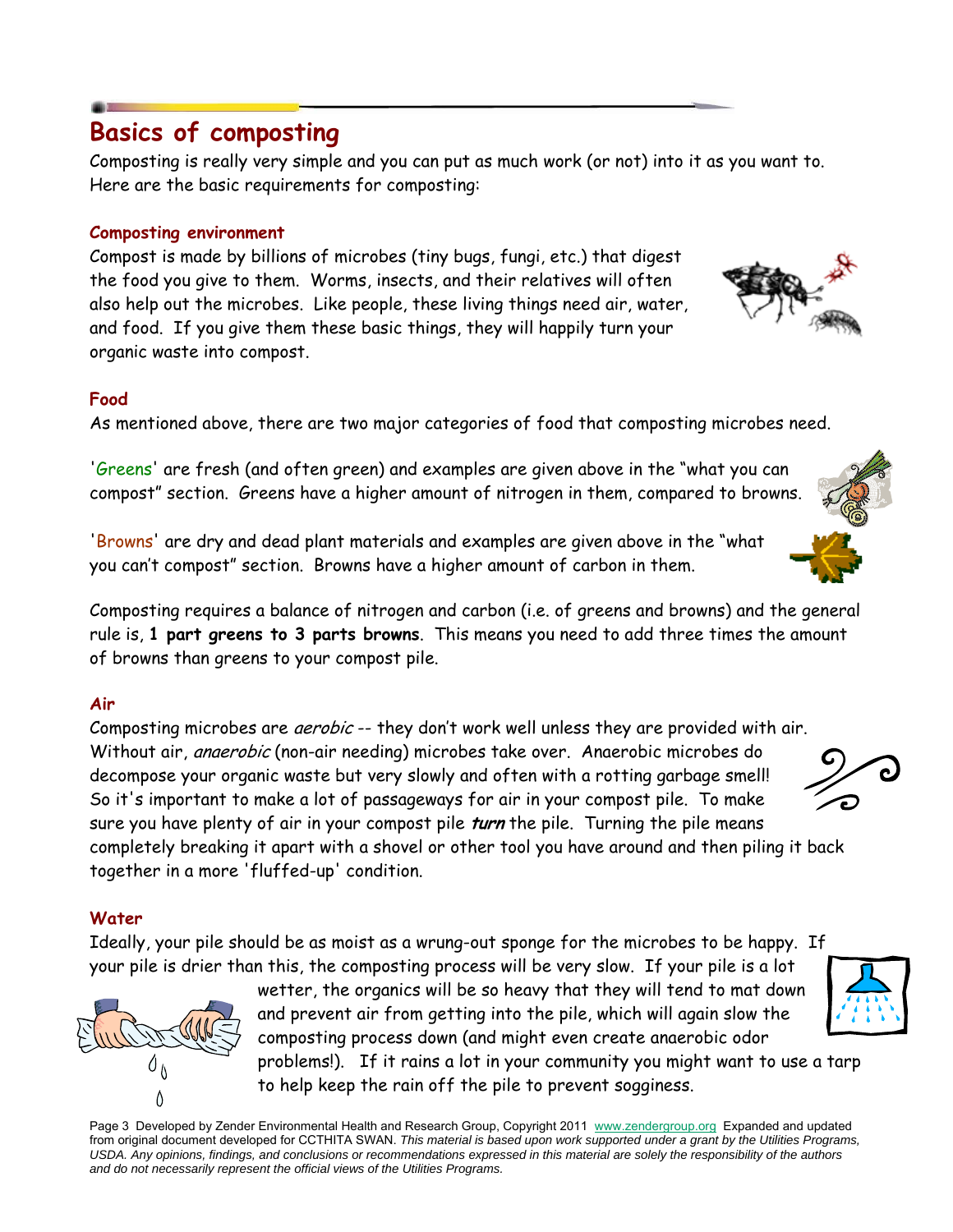# Basics of composting

Composting is really very simple and you can put as much work (or not) into it as you want to. Here are the basic requirements for composting:

### Composting environment

Compost is made by billions of microbes (tiny bugs, fungi, etc.) that digest the food you give to them. Worms, insects, and their relatives will often also help out the microbes. Like people, these living things need air, water, and food. If you give them these basic things, they will happily turn your organic waste into compost.

### Food

As mentioned above, there are two major categories of food that composting microbes need.

'Greens' are fresh (and often green) and examples are given above in the "what you can compost" section. Greens have a higher amount of nitrogen in them, compared to browns.

'Browns' are dry and dead plant materials and examples are given above in the "what you can't compost" section. Browns have a higher amount of carbon in them.

Composting requires a balance of nitrogen and carbon (i.e. of greens and browns) and the general rule is, **1 part greens to 3 parts browns**. This means you need to add three times the amount of browns than greens to your compost pile.

### Air

Composting microbes are *aerobic* -- they don't work well unless they are provided with air. Without air, *anaerobic* (non-air needing) microbes take over. Anaerobic microbes do decompose your organic waste but very slowly and often with a rotting garbage smell! So it's important to make a lot of passageways for air in your compost pile. To make sure you have plenty of air in your compost pile ***turn*** the pile. Turning the pile means completely breaking it apart with a shovel or other tool you have around and then piling it back together in a more 'fluffed-up' condition.

### Water

Ideally, your pile should be as moist as a wrung-out sponge for the microbes to be happy. If your pile is drier than this, the composting process will be very slow. If your pile is a lot wetter, the organics will be so heavy that they will tend to mat down and prevent air from getting into the pile, which will again slow the composting process down (and might even create anaerobic odor problems!). If it rains a lot in your community you might want to use a tarp to help keep the rain off the pile to prevent sogginess.

Page 3 Developed by Zender Environmental Health and Research Group, Copyright 2011 www.zendergroup.org Expanded and updated from original document developed for CCTHITA SWAN. *This material is based upon work supported under a grant by the Utilities Programs, USDA. Any opinions, findings, and conclusions or recommendations expressed in this material are solely the responsibility of the authors and do not necessarily represent the official views of the Utilities Programs.*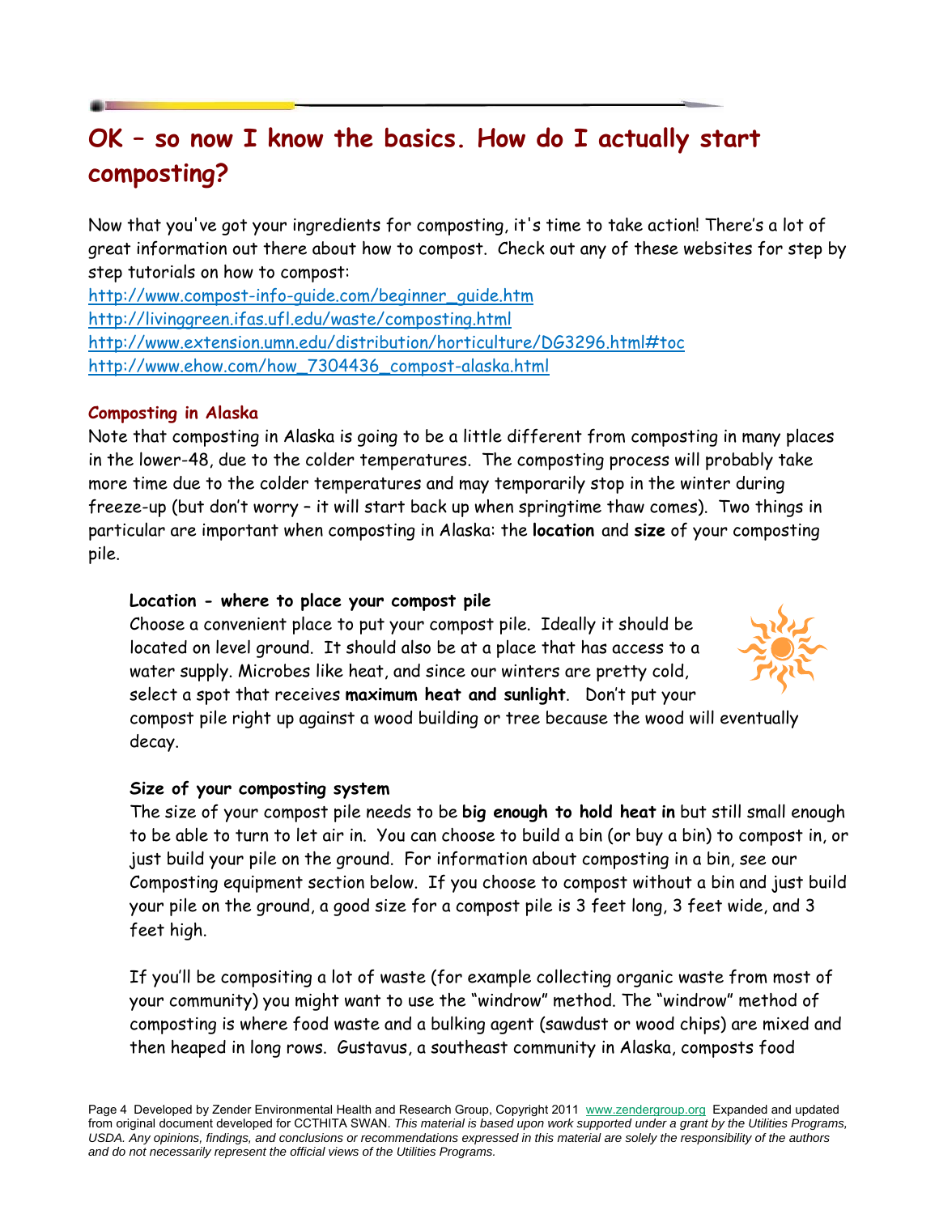# OK – so now I know the basics. How do I actually start composting?

Now that you've got your ingredients for composting, it's time to take action! There's a lot of great information out there about how to compost. Check out any of these websites for step by step tutorials on how to compost:

http://www.compost-info-guide.com/beginner_guide.htm
http://livinggreen.ifas.ufl.edu/waste/composting.html
http://www.extension.umn.edu/distribution/horticulture/DG3296.html#toc
http://www.ehow.com/how_7304436_compost-alaska.html

## Composting in Alaska

Note that composting in Alaska is going to be a little different from composting in many places in the lower-48, due to the colder temperatures. The composting process will probably take more time due to the colder temperatures and may temporarily stop in the winter during freeze-up (but don't worry – it will start back up when springtime thaw comes). Two things in particular are important when composting in Alaska: the **location** and **size** of your composting pile.

### Location - where to place your compost pile

Choose a convenient place to put your compost pile. Ideally it should be located on level ground. It should also be at a place that has access to a water supply. Microbes like heat, and since our winters are pretty cold, select a spot that receives **maximum heat and sunlight**. Don't put your compost pile right up against a wood building or tree because the wood will eventually decay.

### Size of your composting system

The size of your compost pile needs to be **big enough to hold heat in** but still small enough to be able to turn to let air in. You can choose to build a bin (or buy a bin) to compost in, or just build your pile on the ground. For information about composting in a bin, see our Composting equipment section below. If you choose to compost without a bin and just build your pile on the ground, a good size for a compost pile is 3 feet long, 3 feet wide, and 3 feet high.

If you'll be compositing a lot of waste (for example collecting organic waste from most of your community) you might want to use the "windrow" method. The "windrow" method of composting is where food waste and a bulking agent (sawdust or wood chips) are mixed and then heaped in long rows. Gustavus, a southeast community in Alaska, composts food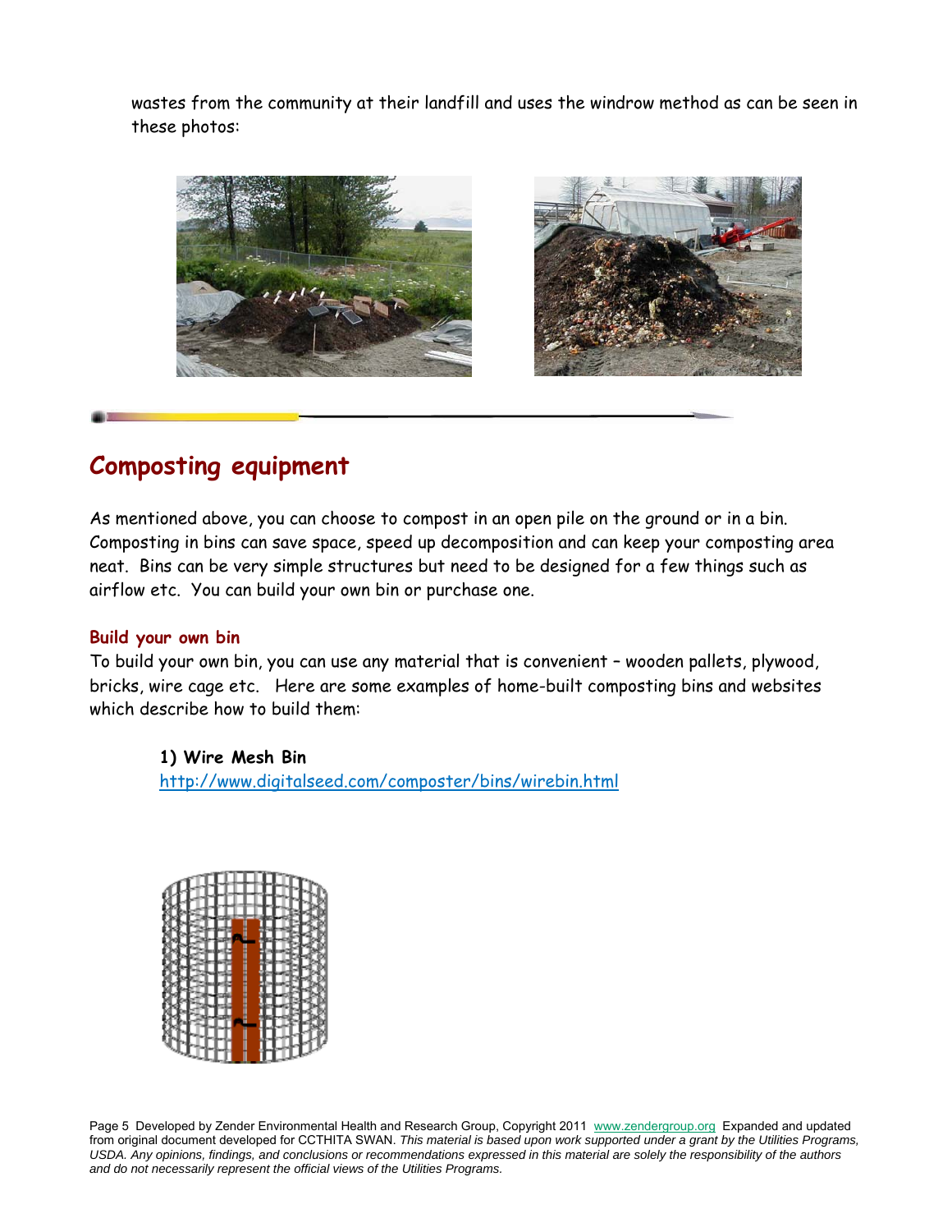wastes from the community at their landfill and uses the windrow method as can be seen in these photos:

## Composting equipment

As mentioned above, you can choose to compost in an open pile on the ground or in a bin. Composting in bins can save space, speed up decomposition and can keep your composting area neat. Bins can be very simple structures but need to be designed for a few things such as airflow etc. You can build your own bin or purchase one.

### Build your own bin

To build your own bin, you can use any material that is convenient – wooden pallets, plywood, bricks, wire cage etc. Here are some examples of home-built composting bins and websites which describe how to build them:

**1) Wire Mesh Bin**
http://www.digitalseed.com/composter/bins/wirebin.html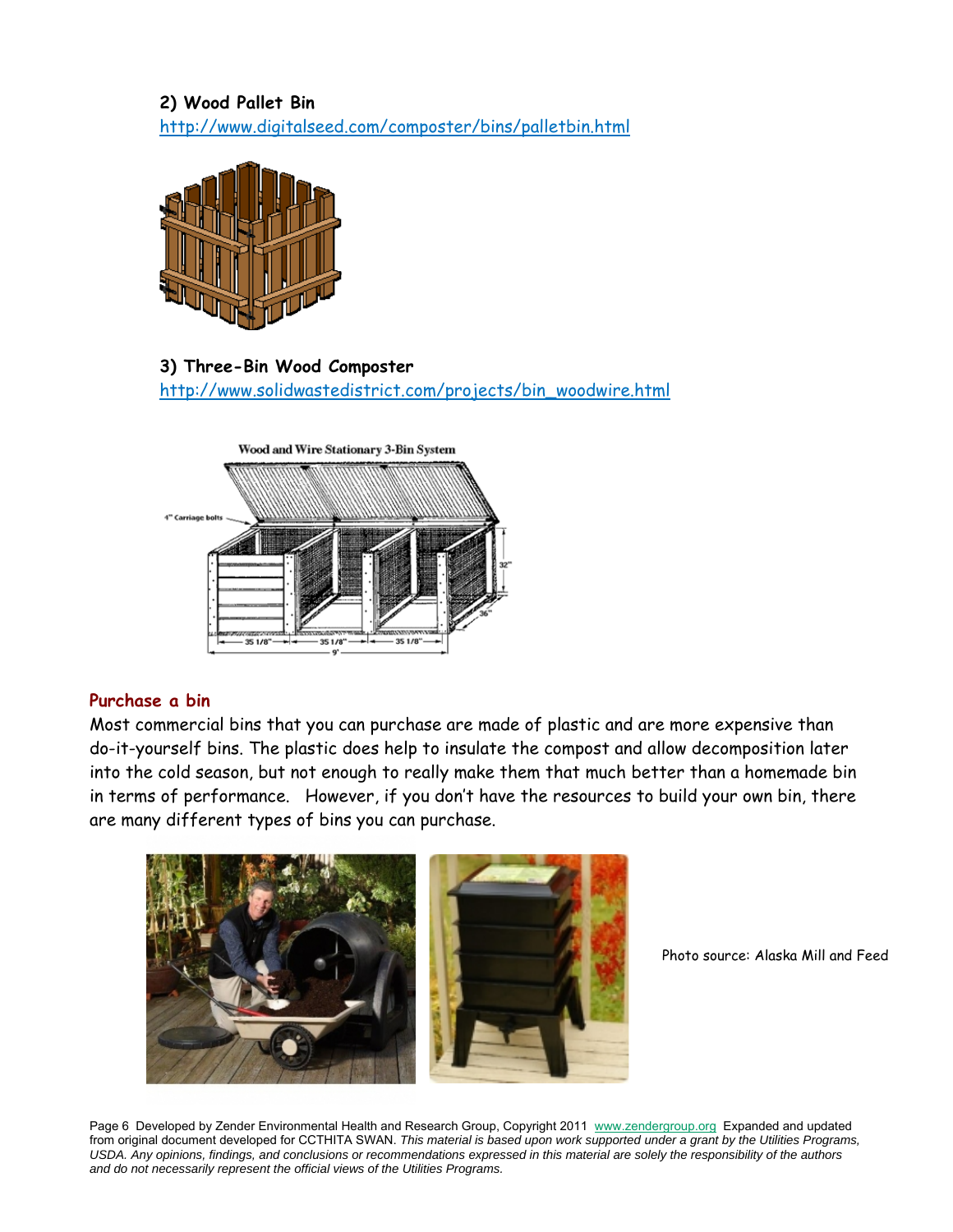**2) Wood Pallet Bin**

http://www.digitalseed.com/composter/bins/palletbin.html

**3) Three-Bin Wood Composter**

http://www.solidwastedistrict.com/projects/bin_woodwire.html

## Purchase a bin

Most commercial bins that you can purchase are made of plastic and are more expensive than do-it-yourself bins. The plastic does help to insulate the compost and allow decomposition later into the cold season, but not enough to really make them that much better than a homemade bin in terms of performance. However, if you don't have the resources to build your own bin, there are many different types of bins you can purchase.

Photo source: Alaska Mill and Feed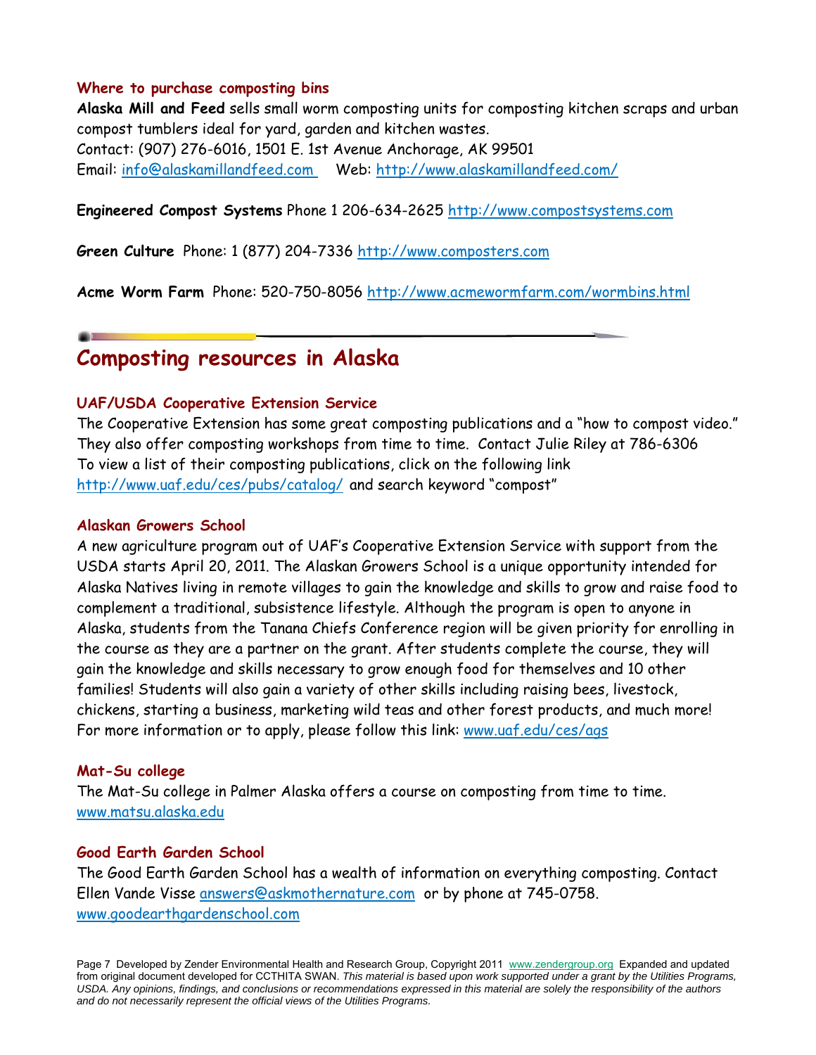### Where to purchase composting bins

**Alaska Mill and Feed** sells small worm composting units for composting kitchen scraps and urban compost tumblers ideal for yard, garden and kitchen wastes.
Contact: (907) 276-6016, 1501 E. 1st Avenue Anchorage, AK 99501
Email: info@alaskamillandfeed.com Web: http://www.alaskamillandfeed.com/

**Engineered Compost Systems** Phone 1 206-634-2625 http://www.compostsystems.com

**Green Culture** Phone: 1 (877) 204-7336 http://www.composters.com

**Acme Worm Farm** Phone: 520-750-8056 http://www.acmewormfarm.com/wormbins.html

## Composting resources in Alaska

### UAF/USDA Cooperative Extension Service

The Cooperative Extension has some great composting publications and a "how to compost video." They also offer composting workshops from time to time. Contact Julie Riley at 786-6306
To view a list of their composting publications, click on the following link
http://www.uaf.edu/ces/pubs/catalog/ and search keyword "compost"

### Alaskan Growers School

A new agriculture program out of UAF's Cooperative Extension Service with support from the USDA starts April 20, 2011. The Alaskan Growers School is a unique opportunity intended for Alaska Natives living in remote villages to gain the knowledge and skills to grow and raise food to complement a traditional, subsistence lifestyle. Although the program is open to anyone in Alaska, students from the Tanana Chiefs Conference region will be given priority for enrolling in the course as they are a partner on the grant. After students complete the course, they will gain the knowledge and skills necessary to grow enough food for themselves and 10 other families! Students will also gain a variety of other skills including raising bees, livestock, chickens, starting a business, marketing wild teas and other forest products, and much more! For more information or to apply, please follow this link: www.uaf.edu/ces/ags

### Mat-Su college

The Mat-Su college in Palmer Alaska offers a course on composting from time to time.
www.matsu.alaska.edu

### Good Earth Garden School

The Good Earth Garden School has a wealth of information on everything composting. Contact Ellen Vande Visse answers@askmothernature.com or by phone at 745-0758.
www.goodearthgardenschool.com

Page 7 Developed by Zender Environmental Health and Research Group, Copyright 2011 www.zendergroup.org Expanded and updated from original document developed for CCTHITA SWAN. *This material is based upon work supported under a grant by the Utilities Programs, USDA. Any opinions, findings, and conclusions or recommendations expressed in this material are solely the responsibility of the authors and do not necessarily represent the official views of the Utilities Programs.*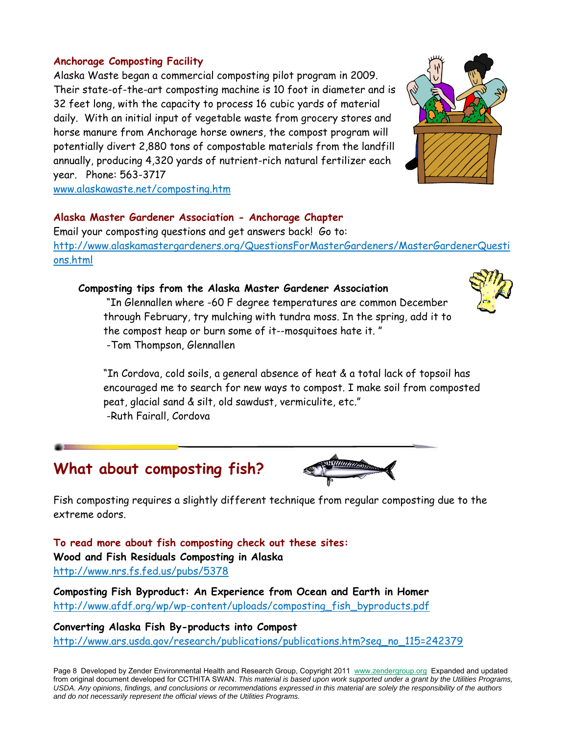### Anchorage Composting Facility

Alaska Waste began a commercial composting pilot program in 2009. Their state-of-the-art composting machine is 10 foot in diameter and is 32 feet long, with the capacity to process 16 cubic yards of material daily. With an initial input of vegetable waste from grocery stores and horse manure from Anchorage horse owners, the compost program will potentially divert 2,880 tons of compostable materials from the landfill annually, producing 4,320 yards of nutrient-rich natural fertilizer each year. Phone: 563-3717

www.alaskawaste.net/composting.htm

### Alaska Master Gardener Association - Anchorage Chapter

Email your composting questions and get answers back! Go to:

http://www.alaskamastergardeners.org/QuestionsForMasterGardeners/MasterGardenerQuestions.html

**Composting tips from the Alaska Master Gardener Association**

"In Glennallen where -60 F degree temperatures are common December through February, try mulching with tundra moss. In the spring, add it to the compost heap or burn some of it--mosquitoes hate it. "
-Tom Thompson, Glennallen

"In Cordova, cold soils, a general absence of heat & a total lack of topsoil has encouraged me to search for new ways to compost. I make soil from composted peat, glacial sand & silt, old sawdust, vermiculite, etc."
-Ruth Fairall, Cordova

## What about composting fish?

Fish composting requires a slightly different technique from regular composting due to the extreme odors.

### To read more about fish composting check out these sites:

**Wood and Fish Residuals Composting in Alaska**
http://www.nrs.fs.fed.us/pubs/5378

**Composting Fish Byproduct: An Experience from Ocean and Earth in Homer**
http://www.afdf.org/wp/wp-content/uploads/composting_fish_byproducts.pdf

**Converting Alaska Fish By-products into Compost**
http://www.ars.usda.gov/research/publications/publications.htm?seq_no_115=242379

Page 8 Developed by Zender Environmental Health and Research Group, Copyright 2011 www.zendergroup.org Expanded and updated from original document developed for CCTHITA SWAN. *This material is based upon work supported under a grant by the Utilities Programs, USDA. Any opinions, findings, and conclusions or recommendations expressed in this material are solely the responsibility of the authors and do not necessarily represent the official views of the Utilities Programs.*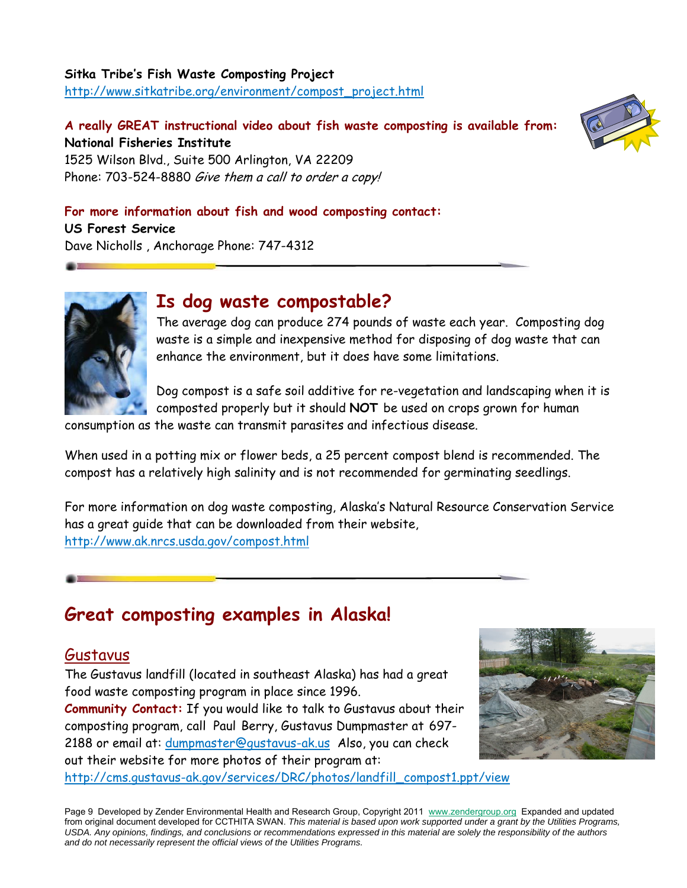**Sitka Tribe's Fish Waste Composting Project**
http://www.sitkatribe.org/environment/compost_project.html

**A really GREAT instructional video about fish waste composting is available from:**
**National Fisheries Institute**
1525 Wilson Blvd., Suite 500 Arlington, VA 22209
Phone: 703-524-8880 *Give them a call to order a copy!*

**For more information about fish and wood composting contact:**
**US Forest Service**
Dave Nicholls , Anchorage Phone: 747-4312

## Is dog waste compostable?

The average dog can produce 274 pounds of waste each year. Composting dog waste is a simple and inexpensive method for disposing of dog waste that can enhance the environment, but it does have some limitations.

Dog compost is a safe soil additive for re-vegetation and landscaping when it is composted properly but it should **NOT** be used on crops grown for human consumption as the waste can transmit parasites and infectious disease.

When used in a potting mix or flower beds, a 25 percent compost blend is recommended. The compost has a relatively high salinity and is not recommended for germinating seedlings.

For more information on dog waste composting, Alaska's Natural Resource Conservation Service has a great guide that can be downloaded from their website, http://www.ak.nrcs.usda.gov/compost.html

## Great composting examples in Alaska!

### Gustavus

The Gustavus landfill (located in southeast Alaska) has had a great food waste composting program in place since 1996.
**Community Contact:** If you would like to talk to Gustavus about their composting program, call Paul Berry, Gustavus Dumpmaster at 697-2188 or email at: dumpmaster@gustavus-ak.us Also, you can check out their website for more photos of their program at: http://cms.gustavus-ak.gov/services/DRC/photos/landfill_compost1.ppt/view

Developed by Zender Environmental Health and Research Group, Copyright 2011 www.zendergroup.org Expanded and updated from original document developed for CCTHITA SWAN. *This material is based upon work supported under a grant by the Utilities Programs, USDA. Any opinions, findings, and conclusions or recommendations expressed in this material are solely the responsibility of the authors and do not necessarily represent the official views of the Utilities Programs.*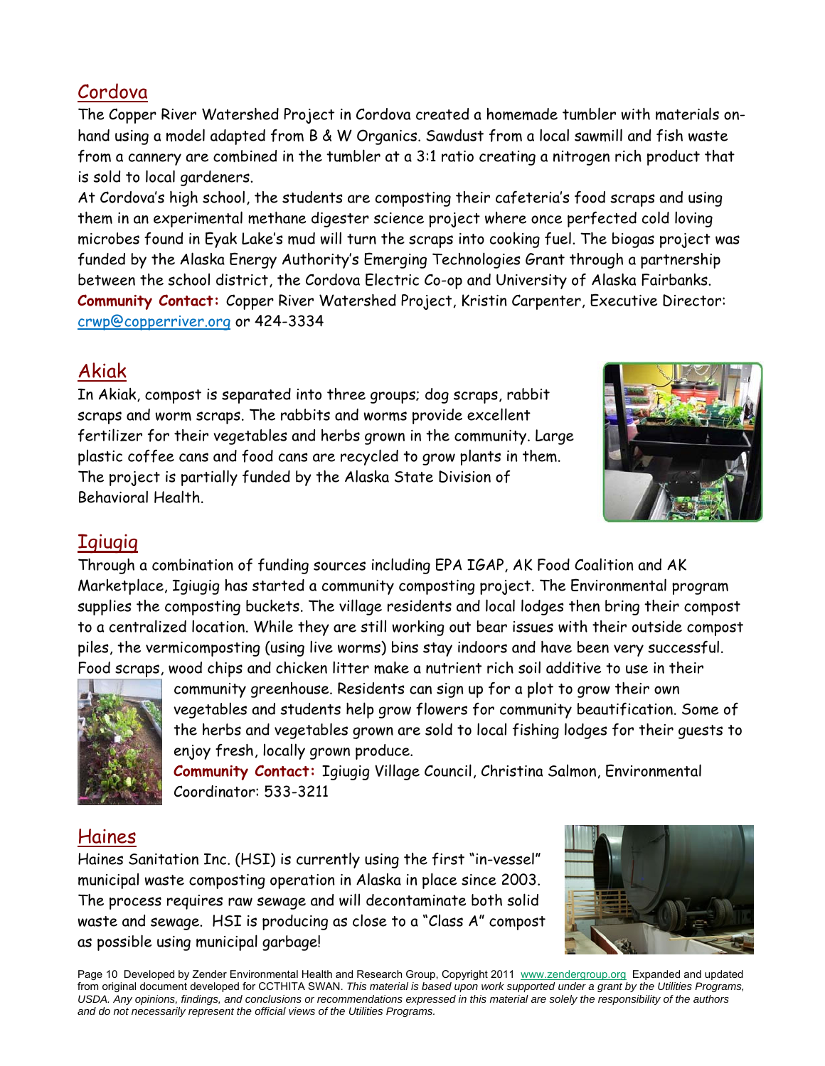## Cordova

The Copper River Watershed Project in Cordova created a homemade tumbler with materials on-hand using a model adapted from B & W Organics. Sawdust from a local sawmill and fish waste from a cannery are combined in the tumbler at a 3:1 ratio creating a nitrogen rich product that is sold to local gardeners.

At Cordova's high school, the students are composting their cafeteria's food scraps and using them in an experimental methane digester science project where once perfected cold loving microbes found in Eyak Lake's mud will turn the scraps into cooking fuel. The biogas project was funded by the Alaska Energy Authority's Emerging Technologies Grant through a partnership between the school district, the Cordova Electric Co-op and University of Alaska Fairbanks.

**Community Contact:** Copper River Watershed Project, Kristin Carpenter, Executive Director: crwp@copperriver.org or 424-3334

## Akiak

In Akiak, compost is separated into three groups; dog scraps, rabbit scraps and worm scraps. The rabbits and worms provide excellent fertilizer for their vegetables and herbs grown in the community. Large plastic coffee cans and food cans are recycled to grow plants in them. The project is partially funded by the Alaska State Division of Behavioral Health.

## Igiugig

Through a combination of funding sources including EPA IGAP, AK Food Coalition and AK Marketplace, Igiugig has started a community composting project. The Environmental program supplies the composting buckets. The village residents and local lodges then bring their compost to a centralized location. While they are still working out bear issues with their outside compost piles, the vermicomposting (using live worms) bins stay indoors and have been very successful. Food scraps, wood chips and chicken litter make a nutrient rich soil additive to use in their community greenhouse. Residents can sign up for a plot to grow their own vegetables and students help grow flowers for community beautification. Some of the herbs and vegetables grown are sold to local fishing lodges for their guests to enjoy fresh, locally grown produce.

**Community Contact:** Igiugig Village Council, Christina Salmon, Environmental Coordinator: 533-3211

## Haines

Haines Sanitation Inc. (HSI) is currently using the first "in-vessel" municipal waste composting operation in Alaska in place since 2003. The process requires raw sewage and will decontaminate both solid waste and sewage. HSI is producing as close to a "Class A" compost as possible using municipal garbage!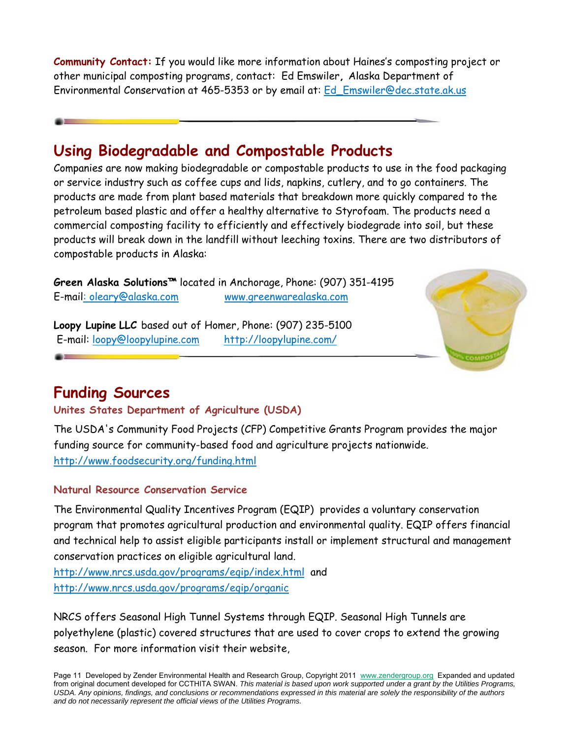**Community Contact:** If you would like more information about Haines's composting project or other municipal composting programs, contact: Ed Emswiler, Alaska Department of Environmental Conservation at 465-5353 or by email at: Ed_Emswiler@dec.state.ak.us

## Using Biodegradable and Compostable Products

Companies are now making biodegradable or compostable products to use in the food packaging or service industry such as coffee cups and lids, napkins, cutlery, and to go containers. The products are made from plant based materials that breakdown more quickly compared to the petroleum based plastic and offer a healthy alternative to Styrofoam. The products need a commercial composting facility to efficiently and effectively biodegrade into soil, but these products will break down in the landfill without leeching toxins. There are two distributors of compostable products in Alaska:

**Green Alaska Solutions™** located in Anchorage, Phone: (907) 351-4195
E-mail: oleary@alaska.com www.greenwarealaska.com

**Loopy Lupine LLC** based out of Homer, Phone: (907) 235-5100
E-mail: loopy@loopylupine.com http://loopylupine.com/

## Funding Sources

### Unites States Department of Agriculture (USDA)

The USDA's Community Food Projects (CFP) Competitive Grants Program provides the major funding source for community-based food and agriculture projects nationwide.
http://www.foodsecurity.org/funding.html

### Natural Resource Conservation Service

The Environmental Quality Incentives Program (EQIP) provides a voluntary conservation program that promotes agricultural production and environmental quality. EQIP offers financial and technical help to assist eligible participants install or implement structural and management conservation practices on eligible agricultural land.
http://www.nrcs.usda.gov/programs/eqip/index.html and
http://www.nrcs.usda.gov/programs/eqip/organic

NRCS offers Seasonal High Tunnel Systems through EQIP. Seasonal High Tunnels are polyethylene (plastic) covered structures that are used to cover crops to extend the growing season. For more information visit their website,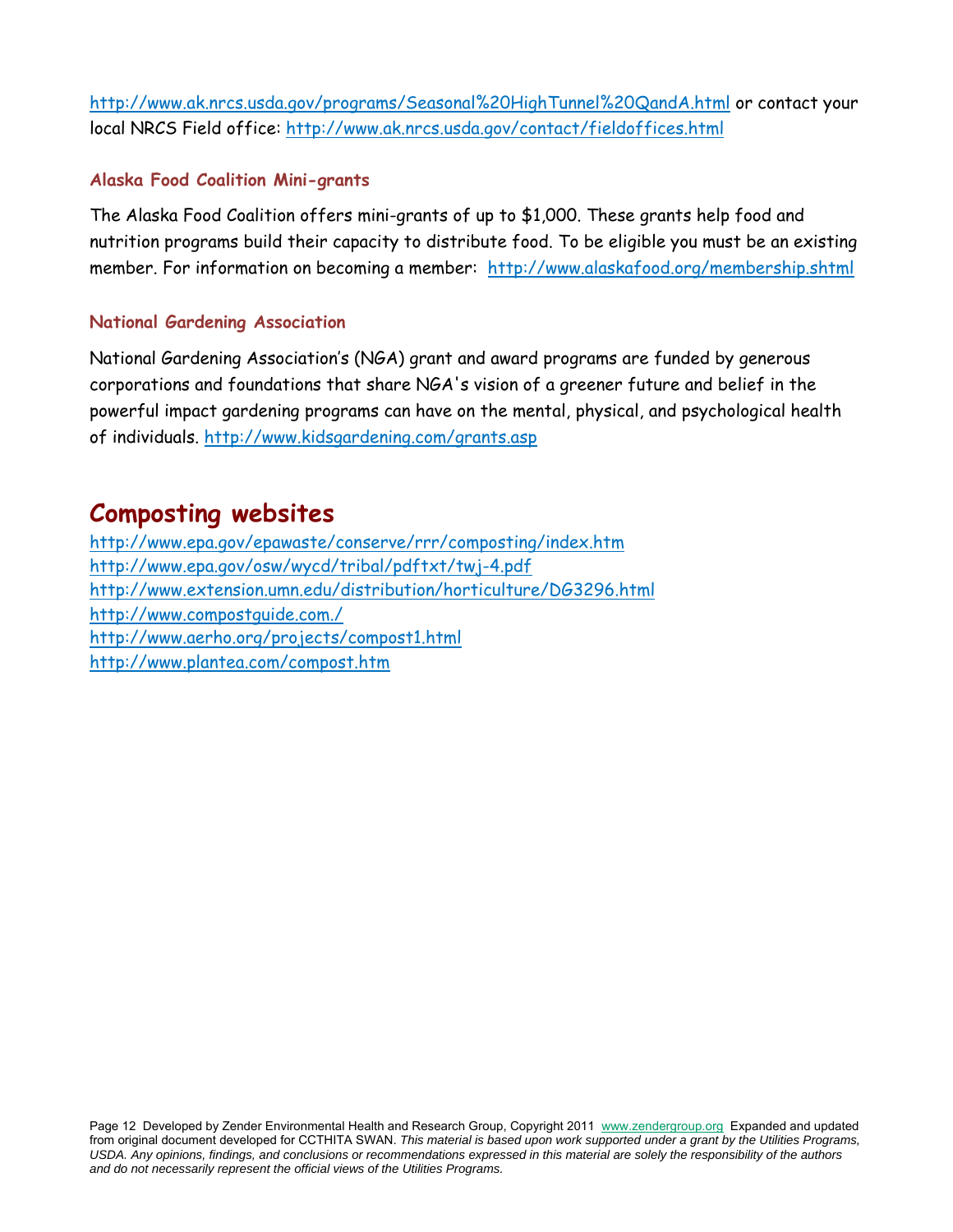http://www.ak.nrcs.usda.gov/programs/Seasonal%20HighTunnel%20QandA.html or contact your local NRCS Field office: http://www.ak.nrcs.usda.gov/contact/fieldoffices.html

### Alaska Food Coalition Mini-grants

The Alaska Food Coalition offers mini-grants of up to $1,000. These grants help food and nutrition programs build their capacity to distribute food. To be eligible you must be an existing member. For information on becoming a member: http://www.alaskafood.org/membership.shtml

### National Gardening Association

National Gardening Association's (NGA) grant and award programs are funded by generous corporations and foundations that share NGA's vision of a greener future and belief in the powerful impact gardening programs can have on the mental, physical, and psychological health of individuals. http://www.kidsgardening.com/grants.asp

## Composting websites

http://www.epa.gov/epawaste/conserve/rrr/composting/index.htm
http://www.epa.gov/osw/wycd/tribal/pdftxt/twj-4.pdf
http://www.extension.umn.edu/distribution/horticulture/DG3296.html
http://www.compostguide.com./
http://www.aerho.org/projects/compost1.html
http://www.plantea.com/compost.htm

Developed by Zender Environmental Health and Research Group, Copyright 2011 www.zendergroup.org Expanded and updated from original document developed for CCTHITA SWAN. *This material is based upon work supported under a grant by the Utilities Programs, USDA. Any opinions, findings, and conclusions or recommendations expressed in this material are solely the responsibility of the authors and do not necessarily represent the official views of the Utilities Programs.*